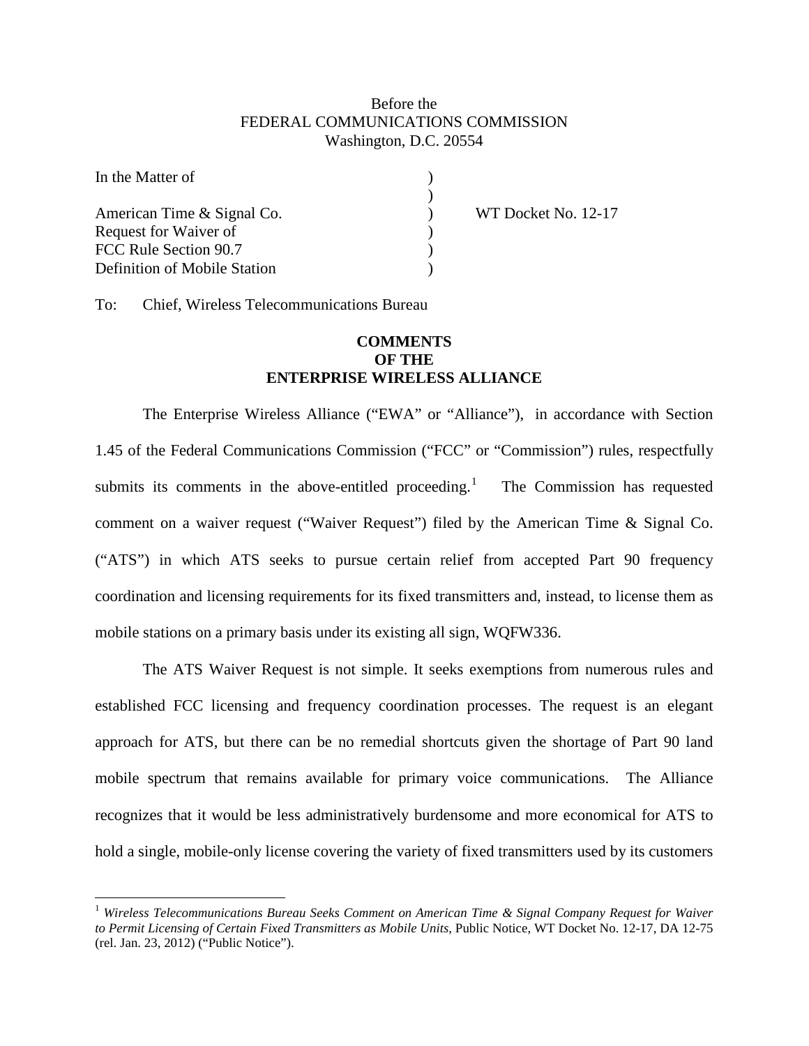Before the
FEDERAL COMMUNICATIONS COMMISSION
Washington, D.C. 20554

| | | |
|---|---|---|
| In the Matter of | ) | |
| | ) | |
| American Time & Signal Co. | ) | WT Docket No. 12-17 |
| Request for Waiver of | ) | |
| FCC Rule Section 90.7 | ) | |
| Definition of Mobile Station | ) | |

To: Chief, Wireless Telecommunications Bureau

**COMMENTS**
**OF THE**
**ENTERPRISE WIRELESS ALLIANCE**

The Enterprise Wireless Alliance ("EWA" or "Alliance"), in accordance with Section 1.45 of the Federal Communications Commission ("FCC" or "Commission") rules, respectfully submits its comments in the above-entitled proceeding.[1] The Commission has requested comment on a waiver request ("Waiver Request") filed by the American Time & Signal Co. ("ATS") in which ATS seeks to pursue certain relief from accepted Part 90 frequency coordination and licensing requirements for its fixed transmitters and, instead, to license them as mobile stations on a primary basis under its existing all sign, WQFW336.

The ATS Waiver Request is not simple. It seeks exemptions from numerous rules and established FCC licensing and frequency coordination processes. The request is an elegant approach for ATS, but there can be no remedial shortcuts given the shortage of Part 90 land mobile spectrum that remains available for primary voice communications. The Alliance recognizes that it would be less administratively burdensome and more economical for ATS to hold a single, mobile-only license covering the variety of fixed transmitters used by its customers

[1] *Wireless Telecommunications Bureau Seeks Comment on American Time & Signal Company Request for Waiver to Permit Licensing of Certain Fixed Transmitters as Mobile Units,* Public Notice, WT Docket No. 12-17, DA 12-75 (rel. Jan. 23, 2012) ("Public Notice").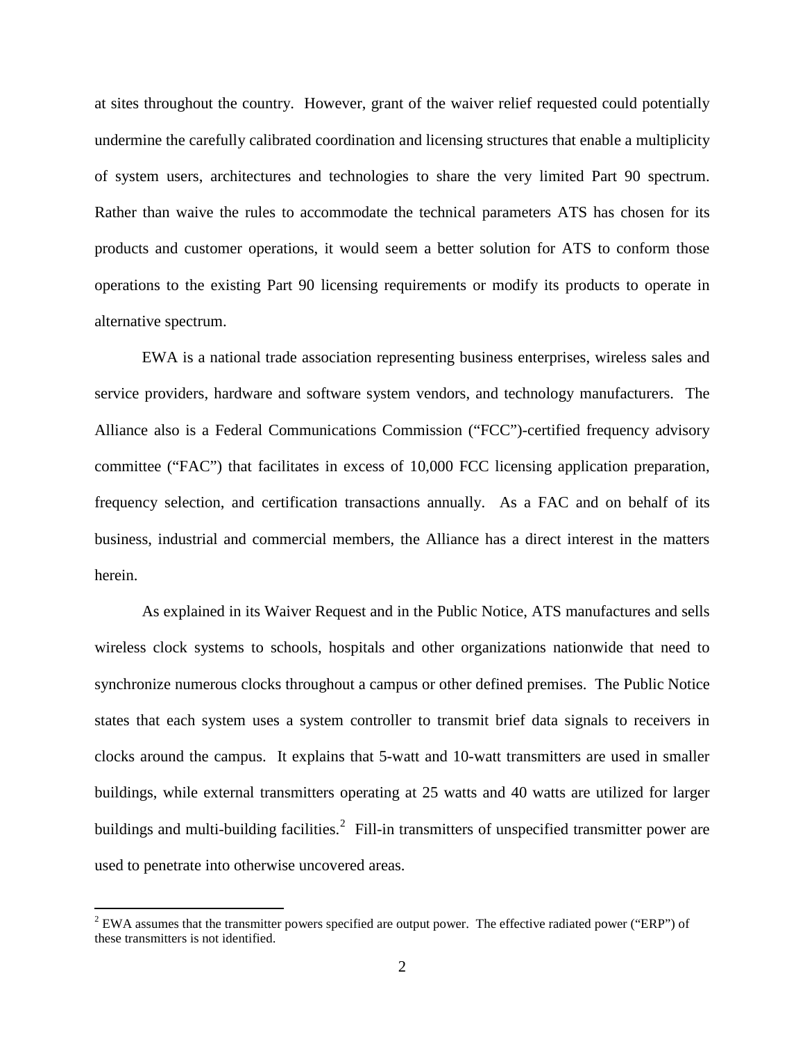at sites throughout the country. However, grant of the waiver relief requested could potentially undermine the carefully calibrated coordination and licensing structures that enable a multiplicity of system users, architectures and technologies to share the very limited Part 90 spectrum. Rather than waive the rules to accommodate the technical parameters ATS has chosen for its products and customer operations, it would seem a better solution for ATS to conform those operations to the existing Part 90 licensing requirements or modify its products to operate in alternative spectrum.

EWA is a national trade association representing business enterprises, wireless sales and service providers, hardware and software system vendors, and technology manufacturers. The Alliance also is a Federal Communications Commission ("FCC")-certified frequency advisory committee ("FAC") that facilitates in excess of 10,000 FCC licensing application preparation, frequency selection, and certification transactions annually. As a FAC and on behalf of its business, industrial and commercial members, the Alliance has a direct interest in the matters herein.

As explained in its Waiver Request and in the Public Notice, ATS manufactures and sells wireless clock systems to schools, hospitals and other organizations nationwide that need to synchronize numerous clocks throughout a campus or other defined premises. The Public Notice states that each system uses a system controller to transmit brief data signals to receivers in clocks around the campus. It explains that 5-watt and 10-watt transmitters are used in smaller buildings, while external transmitters operating at 25 watts and 40 watts are utilized for larger buildings and multi-building facilities.[2] Fill-in transmitters of unspecified transmitter power are used to penetrate into otherwise uncovered areas.

[2] EWA assumes that the transmitter powers specified are output power. The effective radiated power ("ERP") of these transmitters is not identified.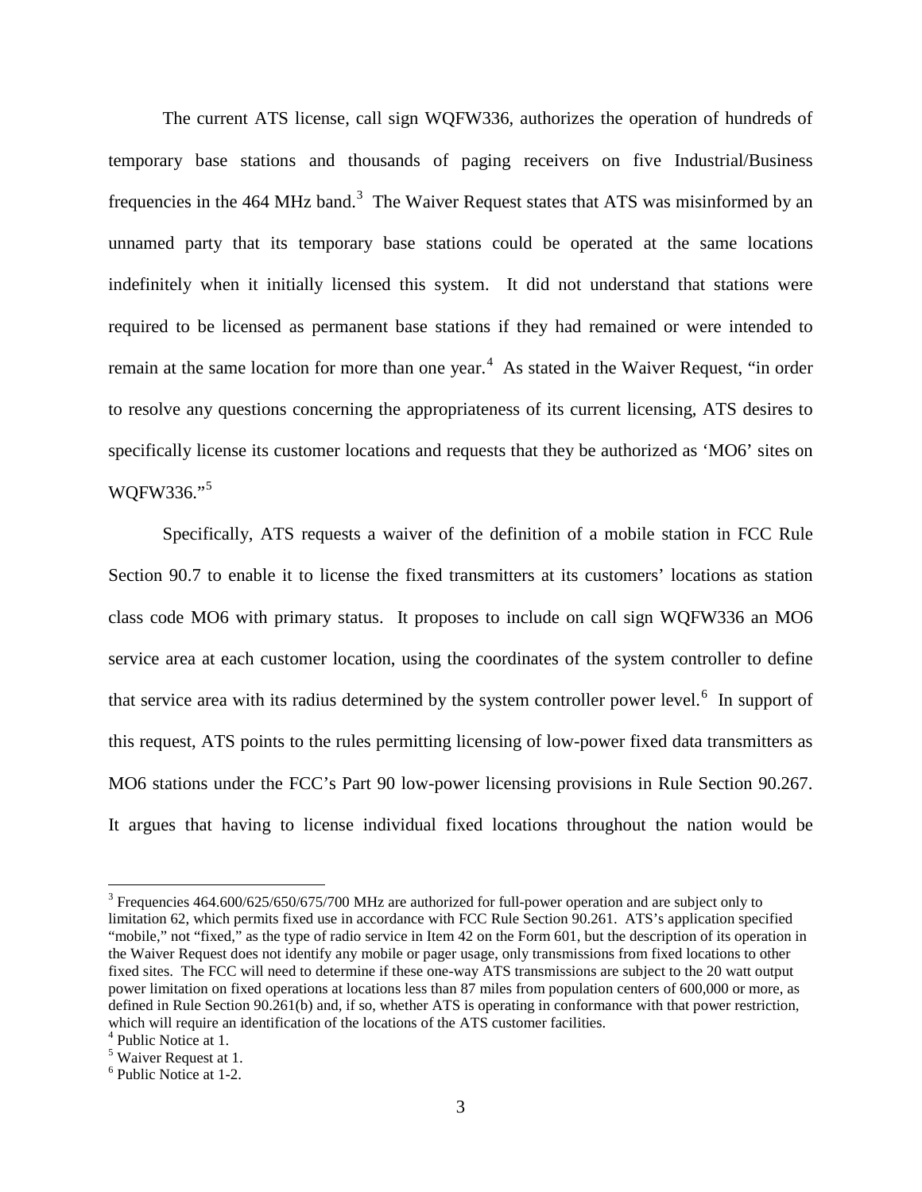The current ATS license, call sign WQFW336, authorizes the operation of hundreds of temporary base stations and thousands of paging receivers on five Industrial/Business frequencies in the 464 MHz band.[3] The Waiver Request states that ATS was misinformed by an unnamed party that its temporary base stations could be operated at the same locations indefinitely when it initially licensed this system. It did not understand that stations were required to be licensed as permanent base stations if they had remained or were intended to remain at the same location for more than one year.[4] As stated in the Waiver Request, "in order to resolve any questions concerning the appropriateness of its current licensing, ATS desires to specifically license its customer locations and requests that they be authorized as 'MO6' sites on WQFW336."[5]

Specifically, ATS requests a waiver of the definition of a mobile station in FCC Rule Section 90.7 to enable it to license the fixed transmitters at its customers' locations as station class code MO6 with primary status. It proposes to include on call sign WQFW336 an MO6 service area at each customer location, using the coordinates of the system controller to define that service area with its radius determined by the system controller power level.[6] In support of this request, ATS points to the rules permitting licensing of low-power fixed data transmitters as MO6 stations under the FCC's Part 90 low-power licensing provisions in Rule Section 90.267. It argues that having to license individual fixed locations throughout the nation would be

---

[3] Frequencies 464.600/625/650/675/700 MHz are authorized for full-power operation and are subject only to limitation 62, which permits fixed use in accordance with FCC Rule Section 90.261. ATS's application specified "mobile," not "fixed," as the type of radio service in Item 42 on the Form 601, but the description of its operation in the Waiver Request does not identify any mobile or pager usage, only transmissions from fixed locations to other fixed sites. The FCC will need to determine if these one-way ATS transmissions are subject to the 20 watt output power limitation on fixed operations at locations less than 87 miles from population centers of 600,000 or more, as defined in Rule Section 90.261(b) and, if so, whether ATS is operating in conformance with that power restriction, which will require an identification of the locations of the ATS customer facilities.

[4] Public Notice at 1.

[5] Waiver Request at 1.

[6] Public Notice at 1-2.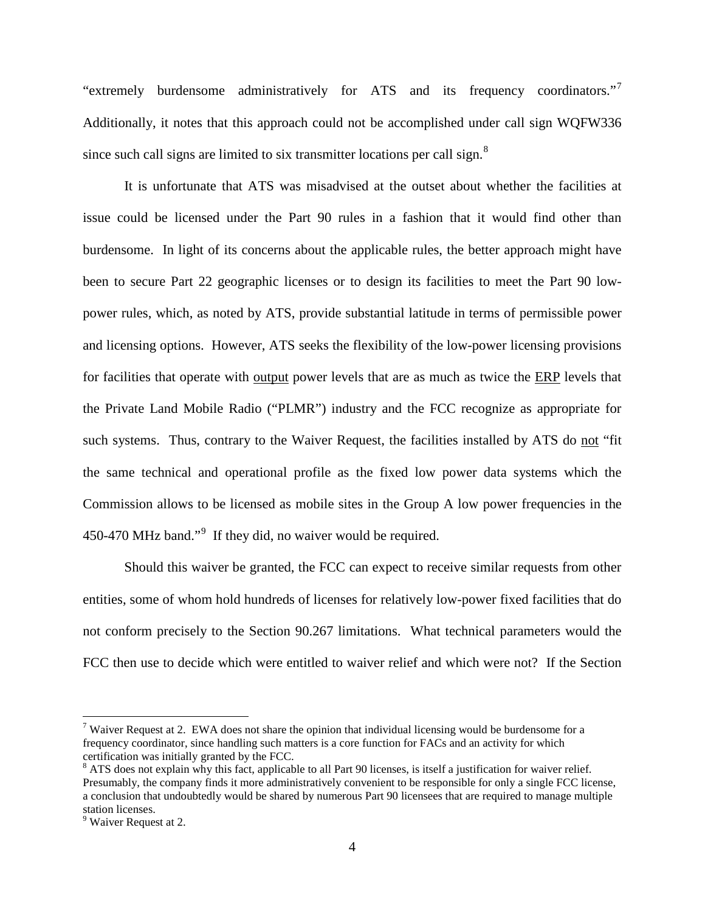"extremely burdensome administratively for ATS and its frequency coordinators."[7] Additionally, it notes that this approach could not be accomplished under call sign WQFW336 since such call signs are limited to six transmitter locations per call sign.[8]

It is unfortunate that ATS was misadvised at the outset about whether the facilities at issue could be licensed under the Part 90 rules in a fashion that it would find other than burdensome. In light of its concerns about the applicable rules, the better approach might have been to secure Part 22 geographic licenses or to design its facilities to meet the Part 90 low-power rules, which, as noted by ATS, provide substantial latitude in terms of permissible power and licensing options. However, ATS seeks the flexibility of the low-power licensing provisions for facilities that operate with <u>output</u> power levels that are as much as twice the <u>ERP</u> levels that the Private Land Mobile Radio ("PLMR") industry and the FCC recognize as appropriate for such systems. Thus, contrary to the Waiver Request, the facilities installed by ATS do <u>not</u> "fit the same technical and operational profile as the fixed low power data systems which the Commission allows to be licensed as mobile sites in the Group A low power frequencies in the 450-470 MHz band."[9] If they did, no waiver would be required.

Should this waiver be granted, the FCC can expect to receive similar requests from other entities, some of whom hold hundreds of licenses for relatively low-power fixed facilities that do not conform precisely to the Section 90.267 limitations. What technical parameters would the FCC then use to decide which were entitled to waiver relief and which were not? If the Section

---

[7] Waiver Request at 2. EWA does not share the opinion that individual licensing would be burdensome for a frequency coordinator, since handling such matters is a core function for FACs and an activity for which certification was initially granted by the FCC.

[8] ATS does not explain why this fact, applicable to all Part 90 licenses, is itself a justification for waiver relief. Presumably, the company finds it more administratively convenient to be responsible for only a single FCC license, a conclusion that undoubtedly would be shared by numerous Part 90 licensees that are required to manage multiple station licenses.

[9] Waiver Request at 2.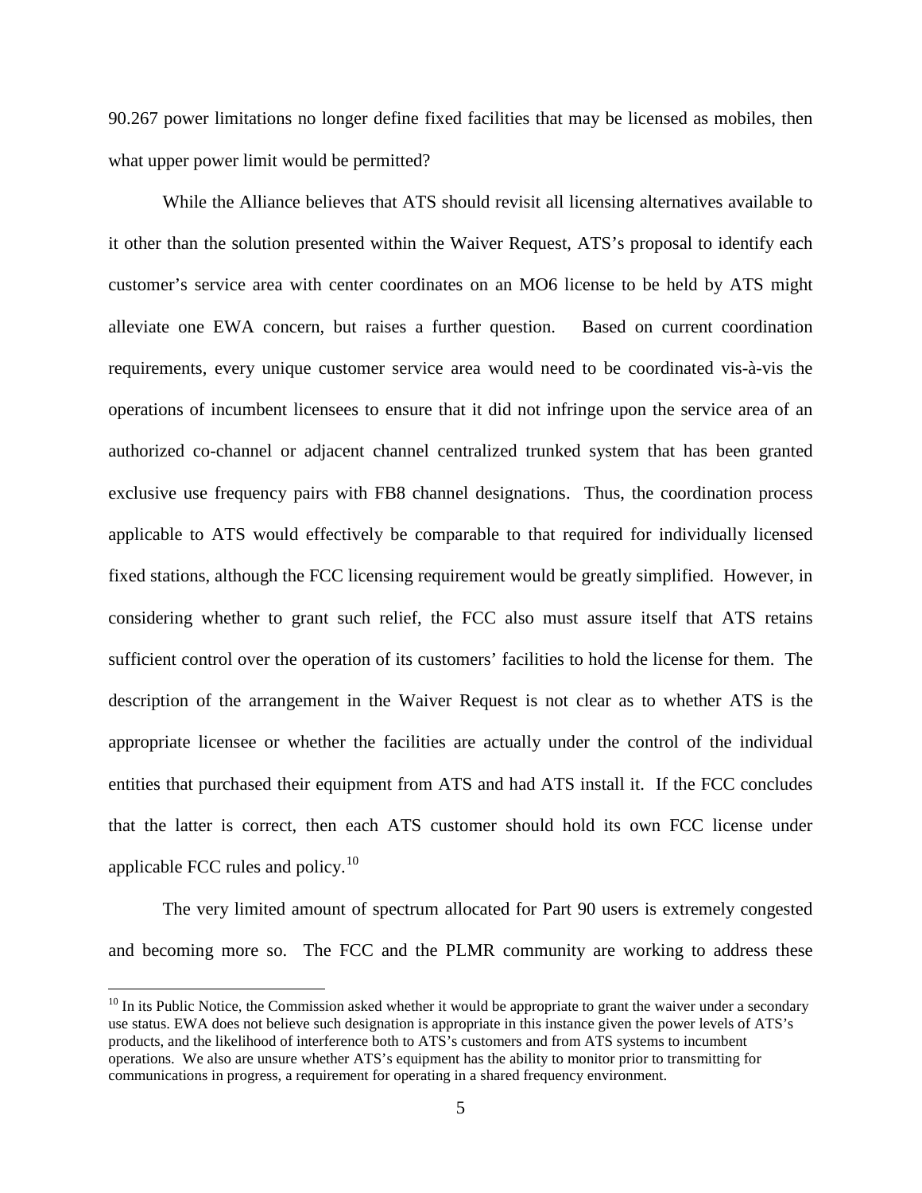90.267 power limitations no longer define fixed facilities that may be licensed as mobiles, then what upper power limit would be permitted?

While the Alliance believes that ATS should revisit all licensing alternatives available to it other than the solution presented within the Waiver Request, ATS's proposal to identify each customer's service area with center coordinates on an MO6 license to be held by ATS might alleviate one EWA concern, but raises a further question. Based on current coordination requirements, every unique customer service area would need to be coordinated vis-à-vis the operations of incumbent licensees to ensure that it did not infringe upon the service area of an authorized co-channel or adjacent channel centralized trunked system that has been granted exclusive use frequency pairs with FB8 channel designations. Thus, the coordination process applicable to ATS would effectively be comparable to that required for individually licensed fixed stations, although the FCC licensing requirement would be greatly simplified. However, in considering whether to grant such relief, the FCC also must assure itself that ATS retains sufficient control over the operation of its customers' facilities to hold the license for them. The description of the arrangement in the Waiver Request is not clear as to whether ATS is the appropriate licensee or whether the facilities are actually under the control of the individual entities that purchased their equipment from ATS and had ATS install it. If the FCC concludes that the latter is correct, then each ATS customer should hold its own FCC license under applicable FCC rules and policy.[10]

The very limited amount of spectrum allocated for Part 90 users is extremely congested and becoming more so. The FCC and the PLMR community are working to address these

[10] In its Public Notice, the Commission asked whether it would be appropriate to grant the waiver under a secondary use status. EWA does not believe such designation is appropriate in this instance given the power levels of ATS's products, and the likelihood of interference both to ATS's customers and from ATS systems to incumbent operations. We also are unsure whether ATS's equipment has the ability to monitor prior to transmitting for communications in progress, a requirement for operating in a shared frequency environment.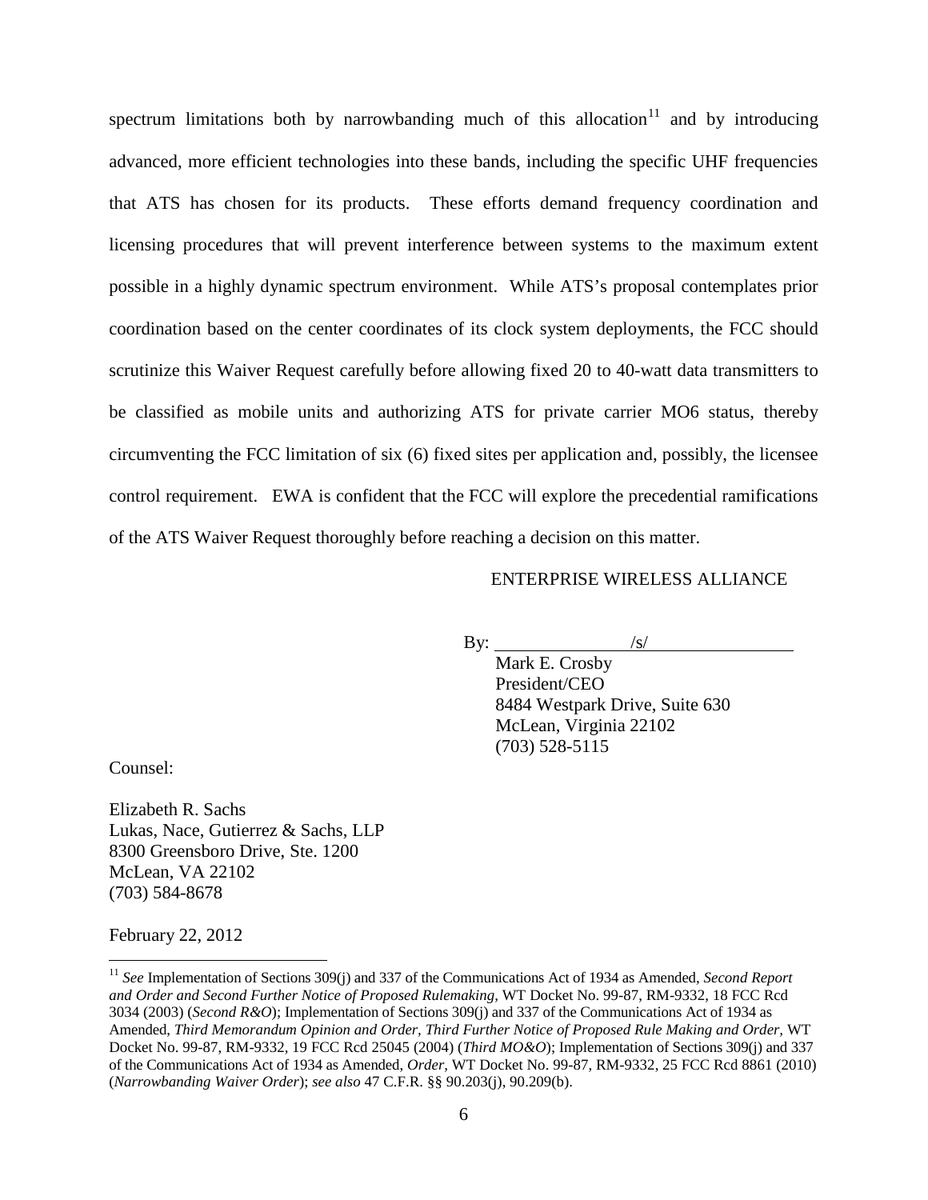spectrum limitations both by narrowbanding much of this allocation[11] and by introducing advanced, more efficient technologies into these bands, including the specific UHF frequencies that ATS has chosen for its products. These efforts demand frequency coordination and licensing procedures that will prevent interference between systems to the maximum extent possible in a highly dynamic spectrum environment. While ATS's proposal contemplates prior coordination based on the center coordinates of its clock system deployments, the FCC should scrutinize this Waiver Request carefully before allowing fixed 20 to 40-watt data transmitters to be classified as mobile units and authorizing ATS for private carrier MO6 status, thereby circumventing the FCC limitation of six (6) fixed sites per application and, possibly, the licensee control requirement. EWA is confident that the FCC will explore the precedential ramifications of the ATS Waiver Request thoroughly before reaching a decision on this matter.

ENTERPRISE WIRELESS ALLIANCE

By: /s/

Mark E. Crosby
President/CEO
8484 Westpark Drive, Suite 630
McLean, Virginia 22102
(703) 528-5115

Counsel:

Elizabeth R. Sachs
Lukas, Nace, Gutierrez & Sachs, LLP
8300 Greensboro Drive, Ste. 1200
McLean, VA 22102
(703) 584-8678

February 22, 2012

---

[11] *See* Implementation of Sections 309(j) and 337 of the Communications Act of 1934 as Amended, *Second Report and Order and Second Further Notice of Proposed Rulemaking,* WT Docket No. 99-87, RM-9332, 18 FCC Rcd 3034 (2003) (*Second R&O*); Implementation of Sections 309(j) and 337 of the Communications Act of 1934 as Amended, *Third Memorandum Opinion and Order, Third Further Notice of Proposed Rule Making and Order,* WT Docket No. 99-87, RM-9332, 19 FCC Rcd 25045 (2004) (*Third MO&O*); Implementation of Sections 309(j) and 337 of the Communications Act of 1934 as Amended, *Order,* WT Docket No. 99-87, RM-9332, 25 FCC Rcd 8861 (2010) (*Narrowbanding Waiver Order*); *see also* 47 C.F.R. §§ 90.203(j), 90.209(b).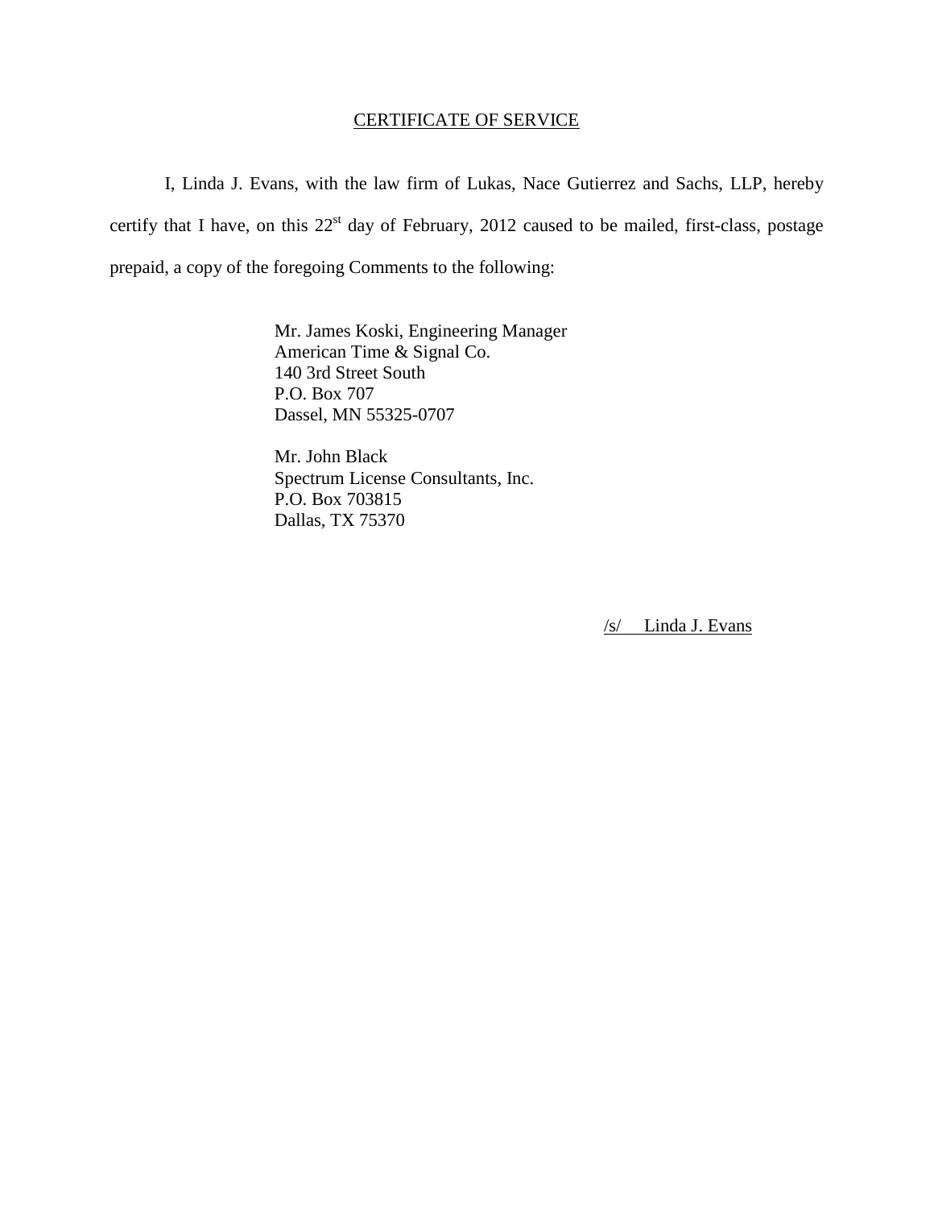# CERTIFICATE OF SERVICE

I, Linda J. Evans, with the law firm of Lukas, Nace Gutierrez and Sachs, LLP, hereby certify that I have, on this 22[st] day of February, 2012 caused to be mailed, first-class, postage prepaid, a copy of the foregoing Comments to the following:

Mr. James Koski, Engineering Manager
American Time & Signal Co.
140 3rd Street South
P.O. Box 707
Dassel, MN 55325-0707

Mr. John Black
Spectrum License Consultants, Inc.
P.O. Box 703815
Dallas, TX 75370

/s/ Linda J. Evans